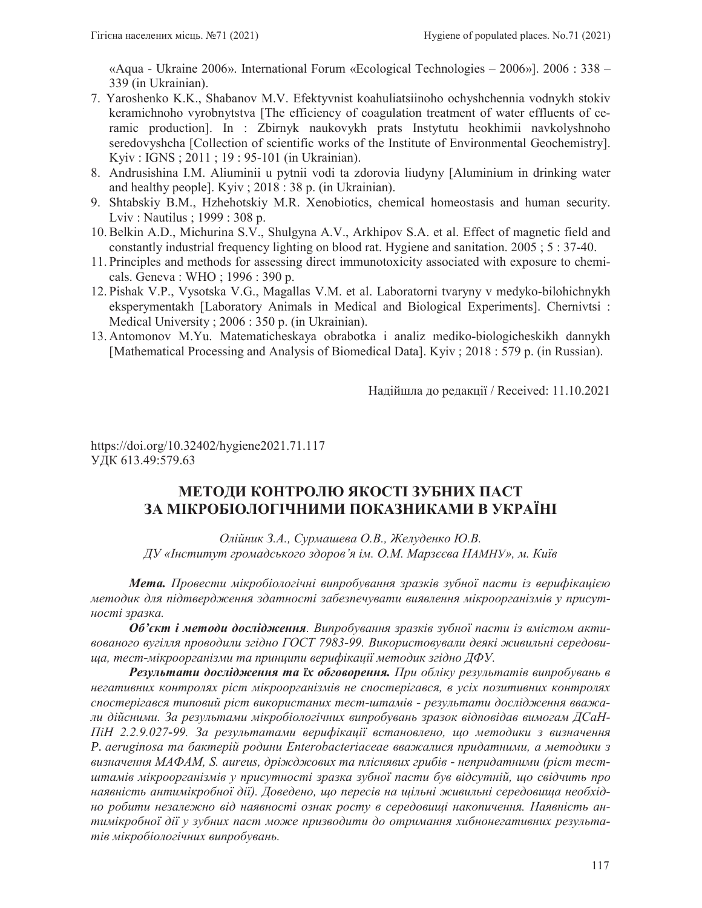«Aqua - Ukraine 2006». International Forum «Ecological Technologies – 2006»]. 2006 : 338 – 339 (in Ukrainian).

7. Yaroshenko K.K., Shabanov M.V. Efektyvnist koahuliatsiinoho ochyshchennia vodnykh stokiv keramichnoho vyrobnytstva [The efficiency of coagulation treatment of water effluents of ceramic production]. In : Zbirnyk naukovykh prats Instytutu heokhimii navkolyshnoho seredovyshcha [Collection of scientific works of the Institute of Environmental Geochemistry]. Kyiv : IGNS ; 2011 ; 19 : 95-101 (in Ukrainian).
8. Andrusishina I.M. Aliuminii u pytnii vodi ta zdorovia liudyny [Aluminium in drinking water and healthy people]. Kyiv ; 2018 : 38 p. (in Ukrainian).
9. Shtabskiy B.M., Hzhehotskiy M.R. Xenobiotics, chemical homeostasis and human security. Lviv : Nautilus ; 1999 : 308 p.
10. Belkin A.D., Michurina S.V., Shulgyna A.V., Arkhipov S.A. et al. Effect of magnetic field and constantly industrial frequency lighting on blood rat. Hygiene and sanitation. 2005 ; 5 : 37-40.
11. Principles and methods for assessing direct immunotoxicity associated with exposure to chemicals. Geneva : WHO ; 1996 : 390 p.
12. Pishak V.P., Vysotska V.G., Magallas V.M. et al. Laboratorni tvaryny v medyko-bilohichnykh eksperymentakh [Laboratory Animals in Medical and Biological Experiments]. Chernivtsi : Medical University ; 2006 : 350 p. (in Ukrainian).
13. Antomonov M.Yu. Matematicheskaya obrabotka i analiz mediko-biologicheskikh dannykh [Mathematical Processing and Analysis of Biomedical Data]. Kyiv ; 2018 : 579 p. (in Russian).

Надійшла до редакції / Received: 11.10.2021

https://doi.org/10.32402/hygiene2021.71.117
УДК 613.49:579.63

# МЕТОДИ КОНТРОЛЮ ЯКОСТІ ЗУБНИХ ПАСТ ЗА МІКРОБІОЛОГІЧНИМИ ПОКАЗНИКАМИ В УКРАЇНІ

*Олійник З.А., Сурмашева О.В., Желуденко Ю.В.*
*ДУ «Інститут громадського здоров'я ім. О.М. Марзєєва НАМНУ», м. Київ*

***Мета.*** *Провести мікробіологічні випробування зразків зубної пасти із верифікацією методик для підтвердження здатності забезпечувати виявлення мікроорганізмів у присутності зразка.*

***Об'єкт і методи дослідження.*** *Випробування зразків зубної пасти із вмістом активованого вугілля проводили згідно ГОСТ 7983-99. Використовували деякі живильні середовища, тест-мікроорганізми та принципи верифікації методик згідно ДФУ.*

***Результати дослідження та їх обговорення.*** *При обліку результатів випробувань в негативних контролях ріст мікроорганізмів не спостерігався, в усіх позитивних контролях спостерігався типовий ріст використаних тест-штамів - результати дослідження вважали дійсними. За результатами мікробіологічних випробувань зразок відповідав вимогам ДСанПіН 2.2.9.027-99. За результатами верифікації встановлено, що методики з визначення P. aeruginosa та бактерій родини Enterobacteriaceae вважалися придатними, а методики з визначення МАФАМ, S. aureus, дріжджових та плісняних грибів - непридатними (ріст тест-штамів мікроорганізмів у присутності зразка зубної пасти був відсутній, що свідчить про наявність антимікробної дії). Доведено, що пересів на щільні живильні середовища необхідно робити незалежно від наявності ознак росту в середовищі накопичення. Наявність антимікробної дії у зубних паст може призводити до отримання хибнонегативних результатів мікробіологічних випробувань.*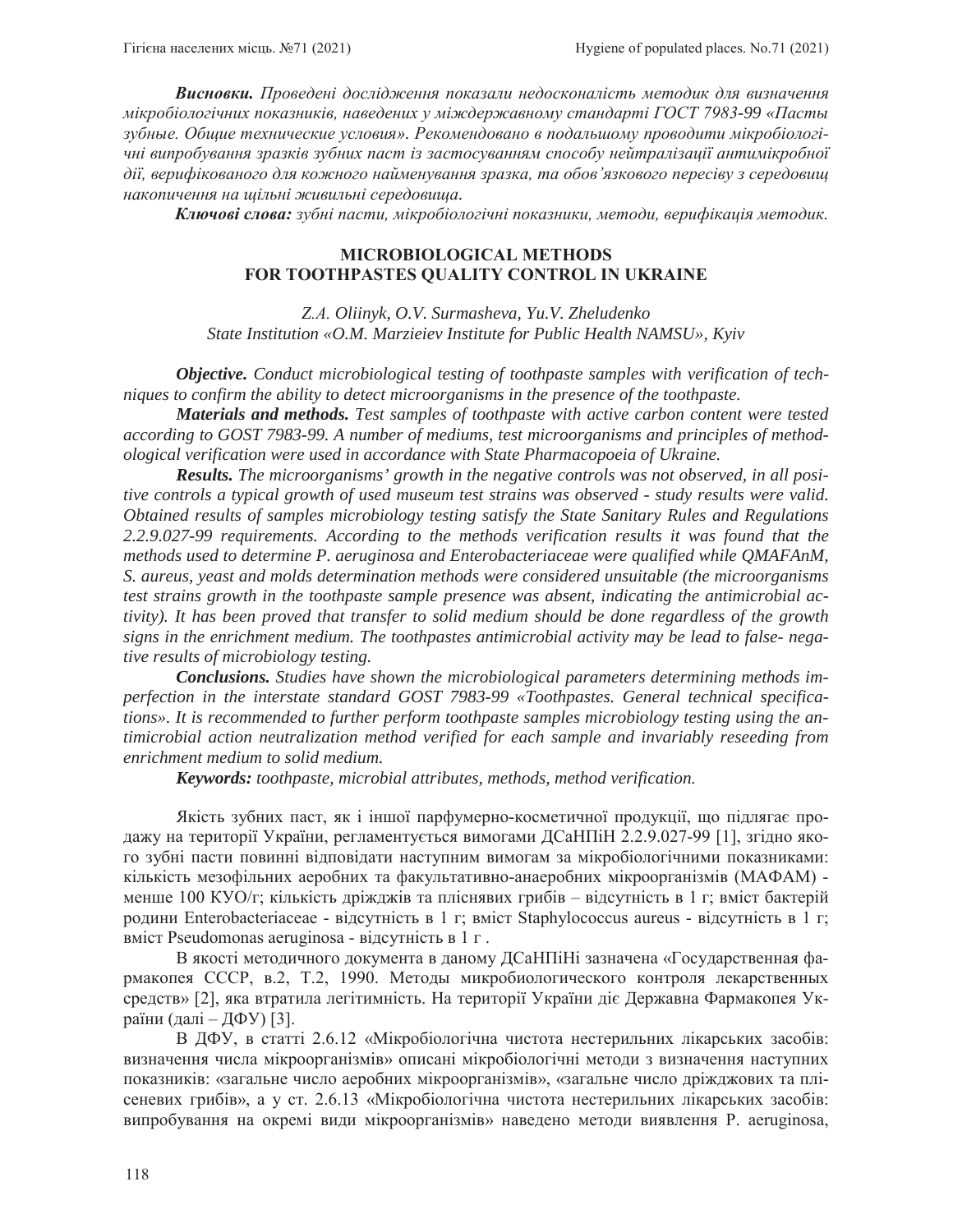***Висновки.*** *Проведені дослідження показали недосконалість методик для визначення мікробіологічних показників, наведених у міждержавному стандарті ГОСТ 7983-99 «Пасты зубные. Общие технические условия». Рекомендовано в подальшому проводити мікробіологічні випробування зразків зубних паст із застосуванням способу нейтралізації антимікробної дії, верифікованого для кожного найменування зразка, та обов'язкового пересіву з середовищ накопичення на щільні живильні середовища.*

***Ключові слова:*** *зубні пасти, мікробіологічні показники, методи, верифікація методик.*

## MICROBIOLOGICAL METHODS FOR TOOTHPASTES QUALITY CONTROL IN UKRAINE

*Z.A. Oliinyk, O.V. Surmasheva, Yu.V. Zheludenko*
*State Institution «O.M. Marzieiev Institute for Public Health NAMSU», Kyiv*

***Objective.*** *Conduct microbiological testing of toothpaste samples with verification of techniques to confirm the ability to detect microorganisms in the presence of the toothpaste.*

***Materials and methods.*** *Test samples of toothpaste with active carbon content were tested according to GOST 7983-99. A number of mediums, test microorganisms and principles of methodological verification were used in accordance with State Pharmacopoeia of Ukraine.*

***Results.*** *The microorganisms' growth in the negative controls was not observed, in all positive controls a typical growth of used museum test strains was observed - study results were valid. Obtained results of samples microbiology testing satisfy the State Sanitary Rules and Regulations 2.2.9.027-99 requirements. According to the methods verification results it was found that the methods used to determine P. aeruginosa and Enterobacteriaceae were qualified while QMAFAnM, S. aureus, yeast and molds determination methods were considered unsuitable (the microorganisms test strains growth in the toothpaste sample presence was absent, indicating the antimicrobial activity). It has been proved that transfer to solid medium should be done regardless of the growth signs in the enrichment medium. The toothpastes antimicrobial activity may be lead to false- negative results of microbiology testing.*

***Conclusions.*** *Studies have shown the microbiological parameters determining methods imperfection in the interstate standard GOST 7983-99 «Toothpastes. General technical specifications». It is recommended to further perform toothpaste samples microbiology testing using the antimicrobial action neutralization method verified for each sample and invariably reseeding from enrichment medium to solid medium.*

***Keywords:*** *toothpaste, microbial attributes, methods, method verification.*

Якість зубних паст, як і іншої парфумерно-косметичної продукції, що підлягає продажу на території України, регламентується вимогами ДСаНПіН 2.2.9.027-99 [1], згідно якого зубні пасти повинні відповідати наступним вимогам за мікробіологічними показниками: кількість мезофільних аеробних та факультативно-анаеробних мікроорганізмів (МАФАМ) - менше 100 КУО/г; кількість дріжджів та пліснявих грибів – відсутність в 1 г; вміст бактерій родини Enterobacteriaceae - відсутність в 1 г; вміст Staphylococcus aureus - відсутність в 1 г; вміст Pseudomonas aeruginosa - відсутність в 1 г .

В якості методичного документа в даному ДСаНПіНі зазначена «Государственная фармакопея СССР, в.2, Т.2, 1990. Методы микробиологического контроля лекарственных средств» [2], яка втратила легітимність. На території України діє Державна Фармакопея України (далі – ДФУ) [3].

В ДФУ, в статті 2.6.12 «Мікробіологічна чистота нестерильних лікарських засобів: визначення числа мікроорганізмів» описані мікробіологічні методи з визначення наступних показників: «загальне число аеробних мікроорганізмів», «загальне число дріжджових та плісеневих грибів», а у ст. 2.6.13 «Мікробіологічна чистота нестерильних лікарських засобів: випробування на окремі види мікроорганізмів» наведено методи виявлення P. aeruginosa,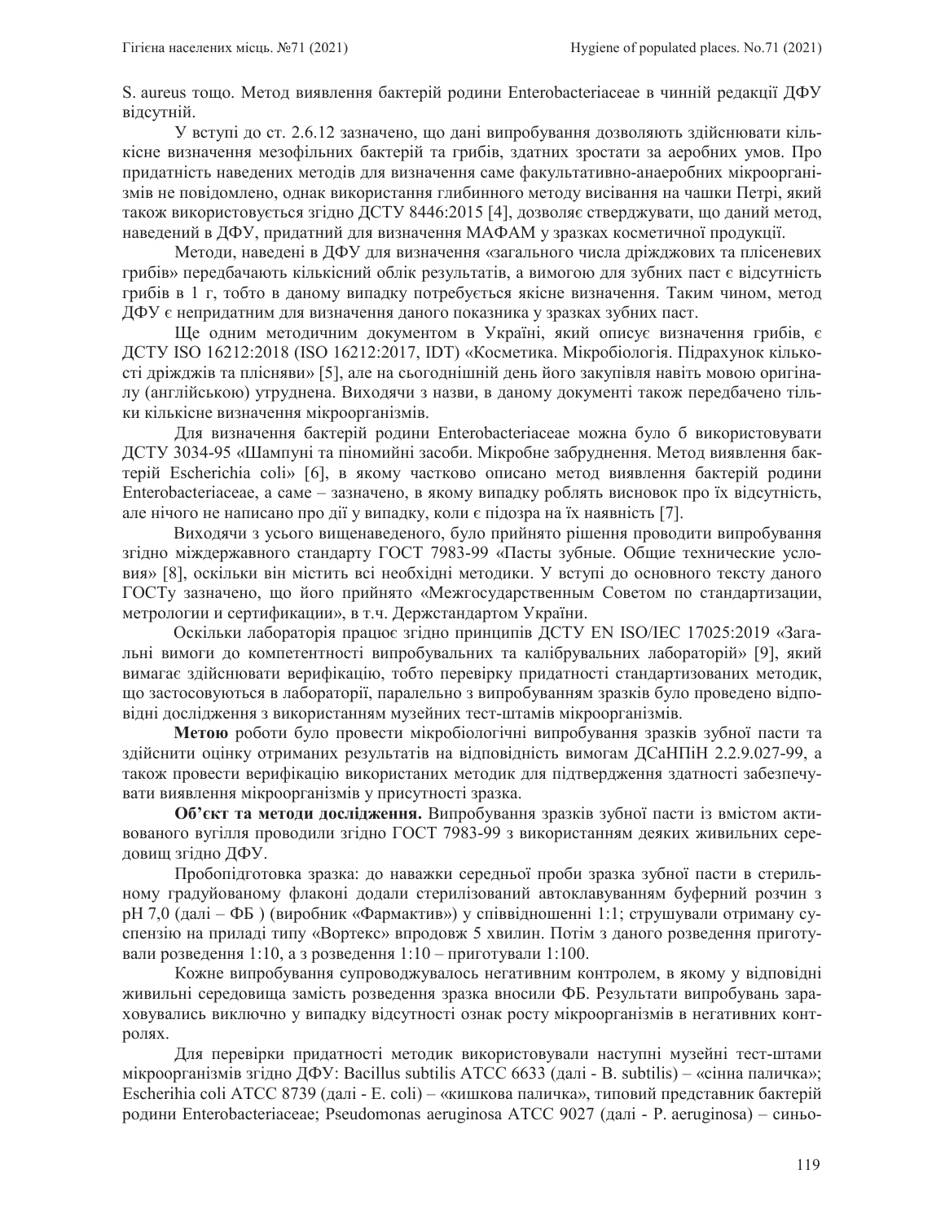S. aureus тощо. Метод виявлення бактерій родини Enterobacteriaceae в чинній редакції ДФУ відсутній.

У вступі до ст. 2.6.12 зазначено, що дані випробування дозволяють здійснювати кількісне визначення мезофільних бактерій та грибів, здатних зростати за аеробних умов. Про придатність наведених методів для визначення саме факультативно-анаеробних мікроорганізмів не повідомлено, однак використання глибинного методу висівання на чашки Петрі, який також використовується згідно ДСТУ 8446:2015 [4], дозволяє стверджувати, що даний метод, наведений в ДФУ, придатний для визначення МАФАМ у зразках косметичної продукції.

Методи, наведені в ДФУ для визначення «загального числа дріжджових та плісеневих грибів» передбачають кількісний облік результатів, а вимогою для зубних паст є відсутність грибів в 1 г, тобто в даному випадку потребується якісне визначення. Таким чином, метод ДФУ є непридатним для визначення даного показника у зразках зубних паст.

Ще одним методичним документом в Україні, який описує визначення грибів, є ДСТУ ISO 16212:2018 (ISO 16212:2017, IDT) «Косметика. Мікробіологія. Підрахунок кількості дріжджів та плісняви» [5], але на сьогоднішній день його закупівля навіть мовою оригіналу (англійською) утруднена. Виходячи з назви, в даному документі також передбачено тільки кількісне визначення мікроорганізмів.

Для визначення бактерій родини Enterobacteriaceae можна було б використовувати ДСТУ 3034-95 «Шампуні та піномийні засоби. Мікробне забруднення. Метод виявлення бактерій Escherichia coli» [6], в якому частково описано метод виявлення бактерій родини Enterobacteriaceae, а саме – зазначено, в якому випадку роблять висновок про їх відсутність, але нічого не написано про дії у випадку, коли є підозра на їх наявність [7].

Виходячи з усього вищенаведеного, було прийнято рішення проводити випробування згідно міждержавного стандарту ГОСТ 7983-99 «Пасты зубные. Общие технические условия» [8], оскільки він містить всі необхідні методики. У вступі до основного тексту даного ГОСТу зазначено, що його прийнято «Межгосударственным Советом по стандартизации, метрологии и сертификации», в т.ч. Держстандартом України.

Оскільки лабораторія працює згідно принципів ДСТУ EN ISO/IEC 17025:2019 «Загальні вимоги до компетентності випробувальних та калібрувальних лабораторій» [9], який вимагає здійснювати верифікацію, тобто перевірку придатності стандартизованих методик, що застосовуються в лабораторії, паралельно з випробуванням зразків було проведено відповідні дослідження з використанням музейних тест-штамів мікроорганізмів.

**Метою** роботи було провести мікробіологічні випробування зразків зубної пасти та здійснити оцінку отриманих результатів на відповідність вимогам ДСаНПіН 2.2.9.027-99, а також провести верифікацію використаних методик для підтвердження здатності забезпечувати виявлення мікроорганізмів у присутності зразка.

**Об'єкт та методи дослідження.** Випробування зразків зубної пасти із вмістом активованого вугілля проводили згідно ГОСТ 7983-99 з використанням деяких живильних середовищ згідно ДФУ.

Пробопідготовка зразка: до наважки середньої проби зразка зубної пасти в стерильному градуйованому флаконі додали стерилізований автоклавуванням буферний розчин з pH 7,0 (далі – ФБ ) (виробник «Фармактив») у співвідношенні 1:1; струшували отриману суспензію на приладі типу «Вортекс» впродовж 5 хвилин. Потім з даного розведення приготували розведення 1:10, а з розведення 1:10 – приготували 1:100.

Кожне випробування супроводжувалось негативним контролем, в якому у відповідні живильні середовища замість розведення зразка вносили ФБ. Результати випробувань зараховувались виключно у випадку відсутності ознак росту мікроорганізмів в негативних контролях.

Для перевірки придатності методик використовували наступні музейні тест-штами мікроорганізмів згідно ДФУ: Bacillus subtilis ATCC 6633 (далі - B. subtilis) – «сінна паличка»; Escherihia coli ATCC 8739 (далі - E. coli) – «кишкова паличка», типовий представник бактерій родини Enterobacteriaceae; Pseudomonas aeruginosa ATCC 9027 (далі - P. aeruginosa) – синьо-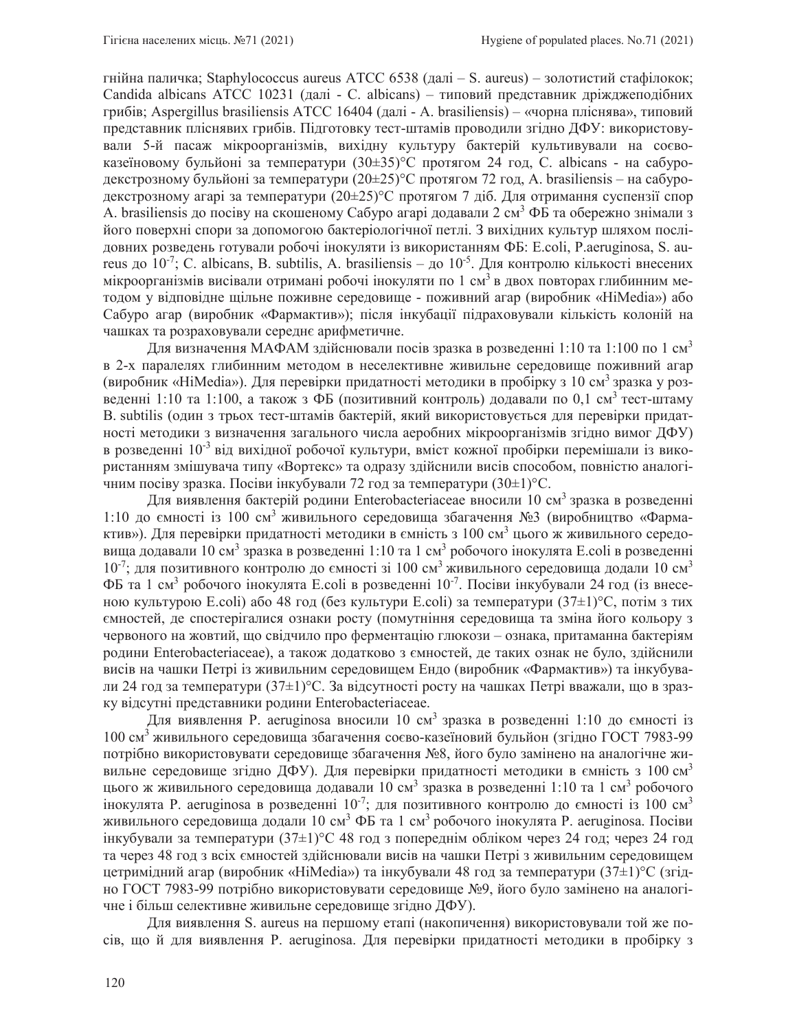гнійна паличка; Staphylococcus aureus ATCC 6538 (далі – S. aureus) – золотистий стафілокок; Candida albicans ATCC 10231 (далі - C. albicans) – типовий представник дріжджеподібних грибів; Aspergillus brasiliensis ATCC 16404 (далі - A. brasiliensis) – «чорна пліснява», типовий представник пліснявих грибів. Підготовку тест-штамів проводили згідно ДФУ: використовували 5-й пасаж мікроорганізмів, вихідну культуру бактерій культивували на соєво-казеїновому бульйоні за температури (30±35)°С протягом 24 год, C. albicans - на сабуро-декстрозному бульйоні за температури (20±25)°С протягом 72 год, A. brasiliensis – на сабуро-декстрозному агарі за температури (20±25)°С протягом 7 діб. Для отримання суспензії спор A. brasiliensis до посіву на скошеному Сабуро агарі додавали 2 см$^3$ ФБ та обережно знімали з його поверхні спори за допомогою бактеріологічної петлі. З вихідних культур шляхом послідовних розведень готували робочі інокуляти із використанням ФБ: E.coli, P.aeruginosa, S. aureus до $10^{-7}$; C. albicans, B. subtilis, A. brasiliensis – до $10^{-5}$. Для контролю кількості внесених мікроорганізмів висівали отримані робочі інокуляти по 1 см$^3$ в двох повторах глибинним методом у відповідне щільне поживне середовище - поживний агар (виробник «HiMedia») або Сабуро агар (виробник «Фармактив»); після інкубації підраховували кількість колоній на чашках та розраховували середнє арифметичне.

Для визначення МАФАМ здійснювали посів зразка в розведенні 1:10 та 1:100 по 1 см$^3$ в 2-х паралелях глибинним методом в неселективне живильне середовище поживний агар (виробник «HiMedia»). Для перевірки придатності методики в пробірку з 10 см$^3$ зразка у розведенні 1:10 та 1:100, а також з ФБ (позитивний контроль) додавали по 0,1 см$^3$ тест-штаму B. subtilis (один з трьох тест-штамів бактерій, який використовується для перевірки придатності методики з визначення загального числа аеробних мікроорганізмів згідно вимог ДФУ) в розведенні $10^{-3}$ від вихідної робочої культури, вміст кожної пробірки перемішали із використанням змішувача типу «Вортекс» та одразу здійснили висів способом, повністю аналогічним посіву зразка. Посіви інкубували 72 год за температури (30±1)°С.

Для виявлення бактерій родини Enterobacteriaceae вносили 10 см$^3$ зразка в розведенні 1:10 до ємності із 100 см$^3$ живильного середовища збагачення №3 (виробництво «Фармактив»). Для перевірки придатності методики в ємність з 100 см$^3$ цього ж живильного середовища додавали 10 см$^3$ зразка в розведенні 1:10 та 1 см$^3$ робочого інокулята E.coli в розведенні $10^{-7}$; для позитивного контролю до ємності зі 100 см$^3$ живильного середовища додали 10 см$^3$ ФБ та 1 см$^3$ робочого інокулята E.coli в розведенні $10^{-7}$. Посіви інкубували 24 год (із внесеною культурою E.coli) або 48 год (без культури E.coli) за температури (37±1)°С, потім з тих ємностей, де спостерігалися ознаки росту (помутніння середовища та зміна його кольору з червоного на жовтий, що свідчило про ферментацію глюкози – ознака, притаманна бактеріям родини Enterobacteriaceae), а також додатково з ємностей, де таких ознак не було, здійснили висів на чашки Петрі із живильним середовищем Ендо (виробник «Фармактив») та інкубували 24 год за температури (37±1)°С. За відсутності росту на чашках Петрі вважали, що в зразку відсутні представники родини Enterobacteriaceae.

Для виявлення P. aeruginosa вносили 10 см$^3$ зразка в розведенні 1:10 до ємності із 100 см$^3$ живильного середовища збагачення соєво-казеїновий бульйон (згідно ГОСТ 7983-99 потрібно використовувати середовище збагачення №8, його було замінено на аналогічне живильне середовище згідно ДФУ). Для перевірки придатності методики в ємність з 100 см$^3$ цього ж живильного середовища додавали 10 см$^3$ зразка в розведенні 1:10 та 1 см$^3$ робочого інокулята P. aeruginosa в розведенні $10^{-7}$; для позитивного контролю до ємності із 100 см$^3$ живильного середовища додали 10 см$^3$ ФБ та 1 см$^3$ робочого інокулята P. aeruginosa. Посіви інкубували за температури (37±1)°С 48 год з попереднім обліком через 24 год; через 24 год та через 48 год з всіх ємностей здійснювали висів на чашки Петрі з живильним середовищем цетримідний агар (виробник «HiMedia») та інкубували 48 год за температури (37±1)°С (згідно ГОСТ 7983-99 потрібно використовувати середовище №9, його було замінено на аналогічне і більш селективне живильне середовище згідно ДФУ).

Для виявлення S. aureus на першому етапі (накопичення) використовували той же посів, що й для виявлення P. aeruginosa. Для перевірки придатності методики в пробірку з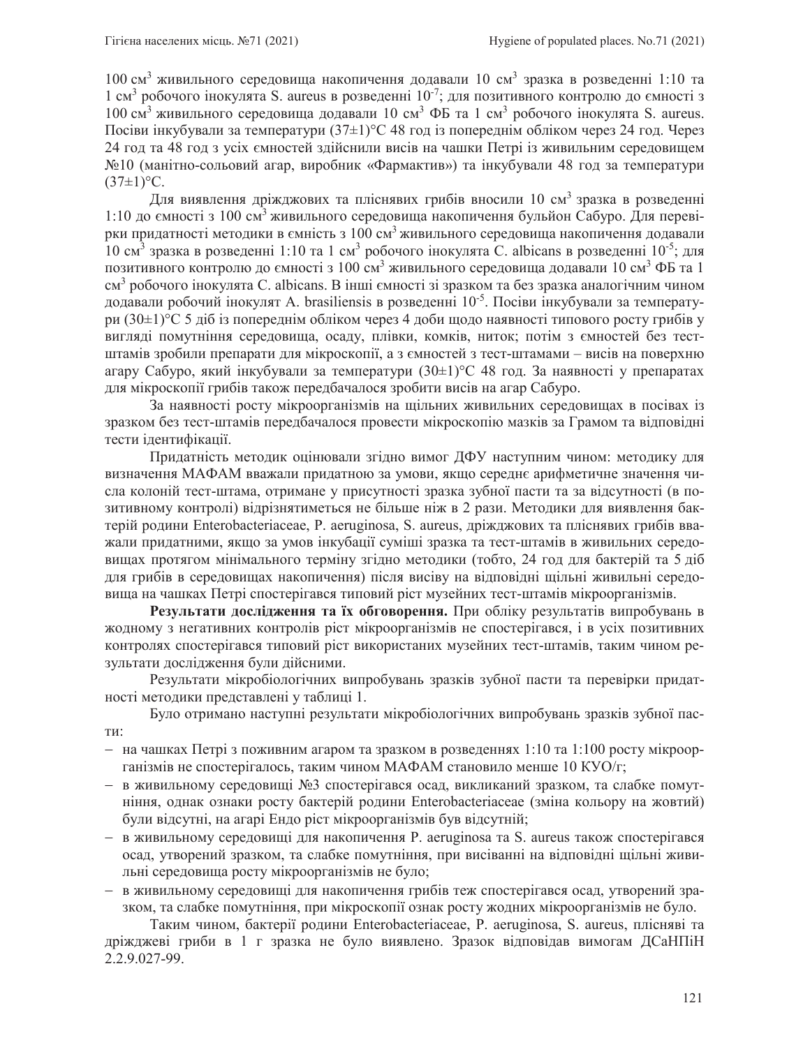100 см$^3$ живильного середовища накопичення додавали 10 см$^3$ зразка в розведенні 1:10 та 1 см$^3$ робочого інокулята S. aureus в розведенні $10^{-7}$; для позитивного контролю до ємності з 100 см$^3$ живильного середовища додавали 10 см$^3$ ФБ та 1 см$^3$ робочого інокулята S. aureus. Посіви інкубували за температури (37±1)°С 48 год із попереднім обліком через 24 год. Через 24 год та 48 год з усіх ємностей здійснили висів на чашки Петрі із живильним середовищем №10 (манітно-сольовий агар, виробник «Фармактив») та інкубували 48 год за температури (37±1)°С.

Для виявлення дріжджових та пліснявих грибів вносили 10 см$^3$ зразка в розведенні 1:10 до ємності з 100 см$^3$ живильного середовища накопичення бульйон Сабуро. Для перевірки придатності методики в ємність з 100 см$^3$ живильного середовища накопичення додавали 10 см$^3$ зразка в розведенні 1:10 та 1 см$^3$ робочого інокулята C. albicans в розведенні $10^{-5}$; для позитивного контролю до ємності з 100 см$^3$ живильного середовища додавали 10 см$^3$ ФБ та 1 см$^3$ робочого інокулята C. albicans. В інші ємності зі зразком та без зразка аналогічним чином додавали робочий інокулят A. brasiliensis в розведенні $10^{-5}$. Посіви інкубували за температури (30±1)°С 5 діб із попереднім обліком через 4 доби щодо наявності типового росту грибів у вигляді помутніння середовища, осаду, плівки, комків, ниток; потім з ємностей без тест-штамів зробили препарати для мікроскопії, а з ємностей з тест-штамами – висів на поверхню агару Сабуро, який інкубували за температури (30±1)°С 48 год. За наявності у препаратах для мікроскопії грибів також передбачалося зробити висів на агар Сабуро.

За наявності росту мікроорганізмів на щільних живильних середовищах в посівах із зразком без тест-штамів передбачалося провести мікроскопію мазків за Грамом та відповідні тести ідентифікації.

Придатність методик оцінювали згідно вимог ДФУ наступним чином: методику для визначення МАФАМ вважали придатною за умови, якщо середнє арифметичне значення числа колоній тест-штама, отримане у присутності зразка зубної пасти та за відсутності (в позитивному контролі) відрізнятиметься не більше ніж в 2 рази. Методики для виявлення бактерій родини Enterobacteriaceae, P. aeruginosa, S. aureus, дріжджових та пліснявих грибів вважали придатними, якщо за умов інкубації суміші зразка та тест-штамів в живильних середовищах протягом мінімального терміну згідно методики (тобто, 24 год для бактерій та 5 діб для грибів в середовищах накопичення) після висіву на відповідні щільні живильні середовища на чашках Петрі спостерігався типовий ріст музейних тест-штамів мікроорганізмів.

**Результати дослідження та їх обговорення.** При обліку результатів випробувань в жодному з негативних контролів ріст мікроорганізмів не спостерігався, і в усіх позитивних контролях спостерігався типовий ріст використаних музейних тест-штамів, таким чином результати дослідження були дійсними.

Результати мікробіологічних випробувань зразків зубної пасти та перевірки придатності методики представлені у таблиці 1.

Було отримано наступні результати мікробіологічних випробувань зразків зубної пасти:

- на чашках Петрі з поживним агаром та зразком в розведеннях 1:10 та 1:100 росту мікроорганізмів не спостерігалось, таким чином МАФАМ становило менше 10 КУО/г;
- в живильному середовищі №3 спостерігався осад, викликаний зразком, та слабке помутніння, однак ознаки росту бактерій родини Enterobacteriaceae (зміна кольору на жовтий) були відсутні, на агарі Ендо ріст мікроорганізмів був відсутній;
- в живильному середовищі для накопичення P. aeruginosa та S. aureus також спостерігався осад, утворений зразком, та слабке помутніння, при висіванні на відповідні щільні живильні середовища росту мікроорганізмів не було;
- в живильному середовищі для накопичення грибів теж спостерігався осад, утворений зразком, та слабке помутніння, при мікроскопії ознак росту жодних мікроорганізмів не було.

Таким чином, бактерії родини Enterobacteriaceae, P. aeruginosa, S. aureus, пліснявi та дріжджеві гриби в 1 г зразка не було виявлено. Зразок відповідав вимогам ДСаНПіН 2.2.9.027-99.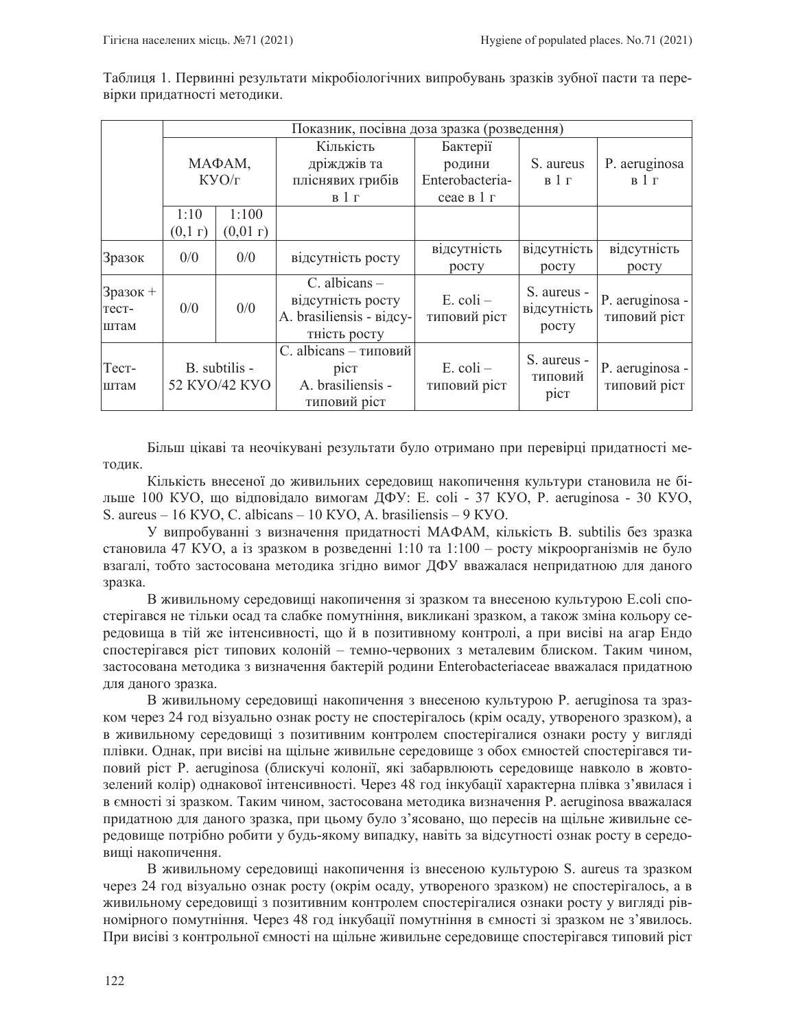Таблиця 1. Первинні результати мікробіологічних випробувань зразків зубної пасти та перевірки придатності методики.

| | Показник, посівна доза зразка (розведення) | | | | | |
|---|---|---|---|---|---|---|
| | МАФАМ, КУО/г | | Кількість дріжджів та пліснявих грибів в 1 г | Бактерії родини Enterobacteriaceae в 1 г | S. aureus в 1 г | P. aeruginosa в 1 г |
| | 1:10 (0,1 г) | 1:100 (0,01 г) | | | | |
| Зразок | 0/0 | 0/0 | відсутність росту | відсутність росту | відсутність росту | відсутність росту |
| Зразок + тест-штам | 0/0 | 0/0 | C. albicans – відсутність росту A. brasiliensis - відсутність росту | E. coli – типовий ріст | S. aureus - відсутність росту | P. aeruginosa - типовий ріст |
| Тест-штам | B. subtilis - 52 КУО/42 КУО | | C. albicans – типовий ріст A. brasiliensis - типовий ріст | E. coli – типовий ріст | S. aureus - типовий ріст | P. aeruginosa - типовий ріст |

Більш цікаві та неочікувані результати було отримано при перевірці придатності методик.

Кількість внесеної до живильних середовищ накопичення культури становила не більше 100 КУО, що відповідало вимогам ДФУ: E. coli - 37 КУО, P. aeruginosa - 30 КУО, S. aureus – 16 КУО, C. albicans – 10 КУО, A. brasiliensis – 9 КУО.

У випробуванні з визначення придатності МАФАМ, кількість B. subtilis без зразка становила 47 КУО, а із зразком в розведенні 1:10 та 1:100 – росту мікроорганізмів не було взагалі, тобто застосована методика згідно вимог ДФУ вважалася непридатною для даного зразка.

В живильному середовищі накопичення зі зразком та внесеною культурою E.coli спостерігався не тільки осад та слабке помутніння, викликані зразком, а також зміна кольору середовища в тій же інтенсивності, що й в позитивному контролі, а при висіві на агар Ендо спостерігався ріст типових колоній – темно-червоних з металевим блиском. Таким чином, застосована методика з визначення бактерій родини Enterobacteriaceae вважалася придатною для даного зразка.

В живильному середовищі накопичення з внесеною культурою P. aeruginosa та зразком через 24 год візуально ознак росту не спостерігалось (крім осаду, утвореного зразком), а в живильному середовищі з позитивним контролем спостерігалися ознаки росту у вигляді плівки. Однак, при висіві на щільне живильне середовище з обох ємностей спостерігався типовий ріст P. aeruginosa (блискучі колонії, які забарвлюють середовище навколо в жовто-зелений колір) однакової інтенсивності. Через 48 год інкубації характерна плівка з'явилася і в ємності зі зразком. Таким чином, застосована методика визначення P. aeruginosa вважалася придатною для даного зразка, при цьому було з'ясовано, що пересів на щільне живильне середовище потрібно робити у будь-якому випадку, навіть за відсутності ознак росту в середовищі накопичення.

В живильному середовищі накопичення із внесеною культурою S. aureus та зразком через 24 год візуально ознак росту (окрім осаду, утвореного зразком) не спостерігалось, а в живильному середовищі з позитивним контролем спостерігалися ознаки росту у вигляді рівномірного помутніння. Через 48 год інкубації помутніння в ємності зі зразком не з'явилось. При висіві з контрольної ємності на щільне живильне середовище спостерігався типовий ріст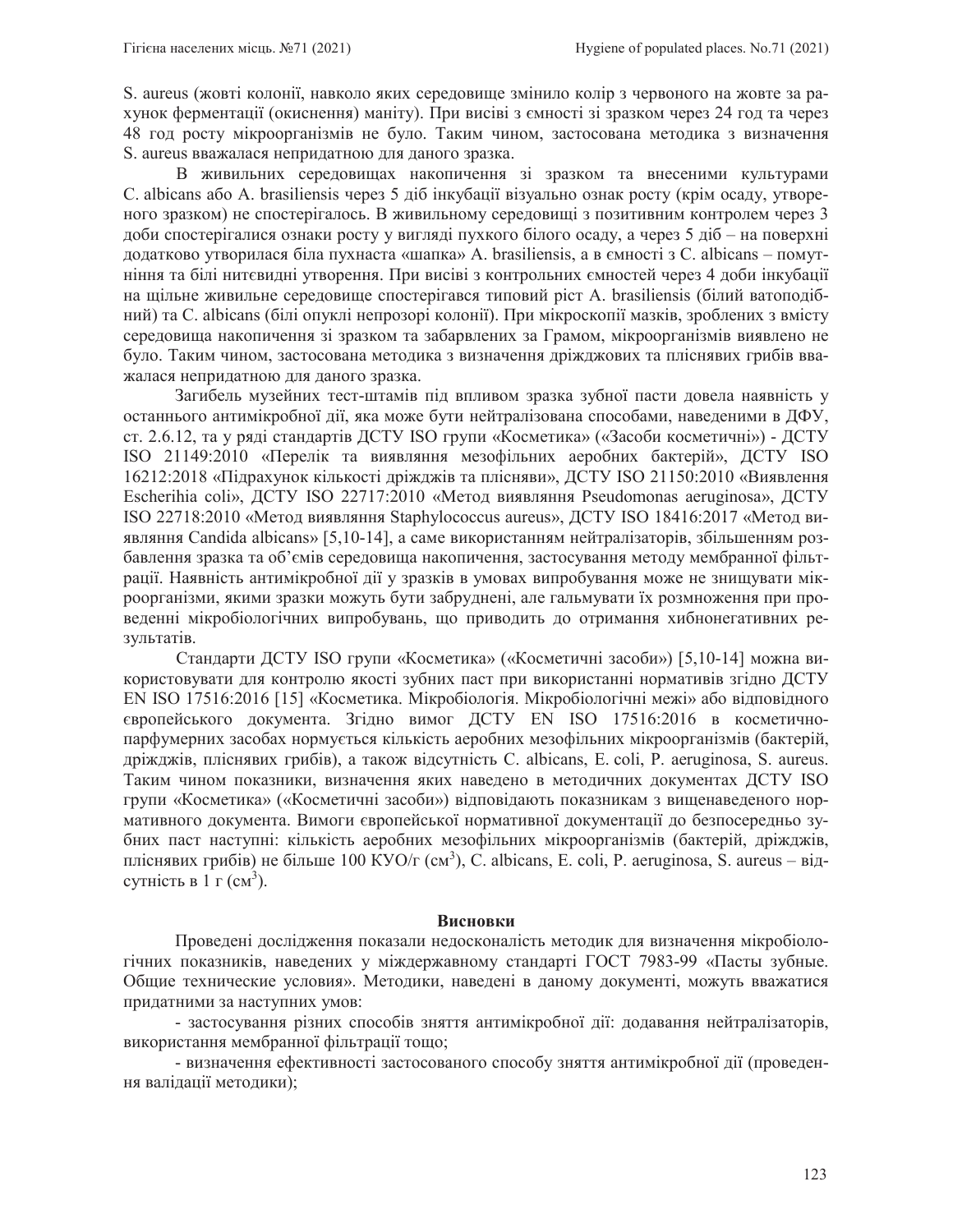S. aureus (жовті колонії, навколо яких середовище змінило колір з червоного на жовте за рахунок ферментації (окиснення) маніту). При висіві з ємності зі зразком через 24 год та через 48 год росту мікроорганізмів не було. Таким чином, застосована методика з визначення S. aureus вважалася непридатною для даного зразка.

В живильних середовищах накопичення зі зразком та внесеними культурами C. albicans або A. brasiliensis через 5 діб інкубації візуально ознак росту (крім осаду, утвореного зразком) не спостерігалось. В живильному середовищі з позитивним контролем через 3 доби спостерігалися ознаки росту у вигляді пухкого білого осаду, а через 5 діб – на поверхні додатково утворилася біла пухнаста «шапка» A. brasiliensis, а в ємності з C. albicans – помутніння та білі нитєвидні утворення. При висіві з контрольних ємностей через 4 доби інкубації на щільне живильне середовище спостерігався типовий ріст A. brasiliensis (білий ватоподібний) та C. albicans (білі опуклі непрозорі колонії). При мікроскопії мазків, зроблених з вмісту середовища накопичення зі зразком та забарвлених за Грамом, мікроорганізмів виявлено не було. Таким чином, застосована методика з визначення дріжджових та пліснявих грибів вважалася непридатною для даного зразка.

Загибель музейних тест-штамів під впливом зразка зубної пасти довела наявність у останнього антимікробної дії, яка може бути нейтралізована способами, наведеними в ДФУ, ст. 2.6.12, та у ряді стандартів ДСТУ ISO групи «Косметика» («Засоби косметичні») - ДСТУ ISO 21149:2010 «Перелік та виявляння мезофільних аеробних бактерій», ДСТУ ISO 16212:2018 «Підрахунок кількості дріжджів та плісняви», ДСТУ ISO 21150:2010 «Виявлення Escherihia coli», ДСТУ ISO 22717:2010 «Метод виявляння Pseudomonas aeruginosa», ДСТУ ISO 22718:2010 «Метод виявляння Staphylococcus aureus», ДСТУ ISO 18416:2017 «Метод виявляння Candida albicans» [5,10-14], а саме використанням нейтралізаторів, збільшенням розбавлення зразка та об'ємів середовища накопичення, застосування методу мембранної фільтрації. Наявність антимікробної дії у зразків в умовах випробування може не знищувати мікроорганізми, якими зразки можуть бути забруднені, але гальмувати їх розмноження при проведенні мікробіологічних випробувань, що приводить до отримання хибнонегативних результатів.

Стандарти ДСТУ ISO групи «Косметика» («Косметичні засоби») [5,10-14] можна використовувати для контролю якості зубних паст при використанні нормативів згідно ДСТУ EN ISO 17516:2016 [15] «Косметика. Мікробіологія. Мікробіологічні межі» або відповідного європейського документа. Згідно вимог ДСТУ EN ISO 17516:2016 в косметично-парфумерних засобах нормується кількість аеробних мезофільних мікроорганізмів (бактерій, дріжджів, пліснявих грибів), а також відсутність C. albicans, E. coli, P. aeruginosa, S. aureus. Таким чином показники, визначення яких наведено в методичних документах ДСТУ ISO групи «Косметика» («Косметичні засоби») відповідають показникам з вищенаведеного нормативного документа. Вимоги європейської нормативної документації до безпосередньо зубних паст наступні: кількість аеробних мезофільних мікроорганізмів (бактерій, дріжджів, пліснявих грибів) не більше 100 КУО/г ($см^3$), C. albicans, E. coli, P. aeruginosa, S. aureus – відсутність в 1 г ($см^3$).

### Висновки

Проведені дослідження показали недосконалість методик для визначення мікробіологічних показників, наведених у міждержавному стандарті ГОСТ 7983-99 «Пасты зубные. Общие технические условия». Методики, наведені в даному документі, можуть вважатися придатними за наступних умов:

- застосування різних способів зняття антимікробної дії: додавання нейтралізаторів, використання мембранної фільтрації тощо;
- визначення ефективності застосованого способу зняття антимікробної дії (проведення валідації методики);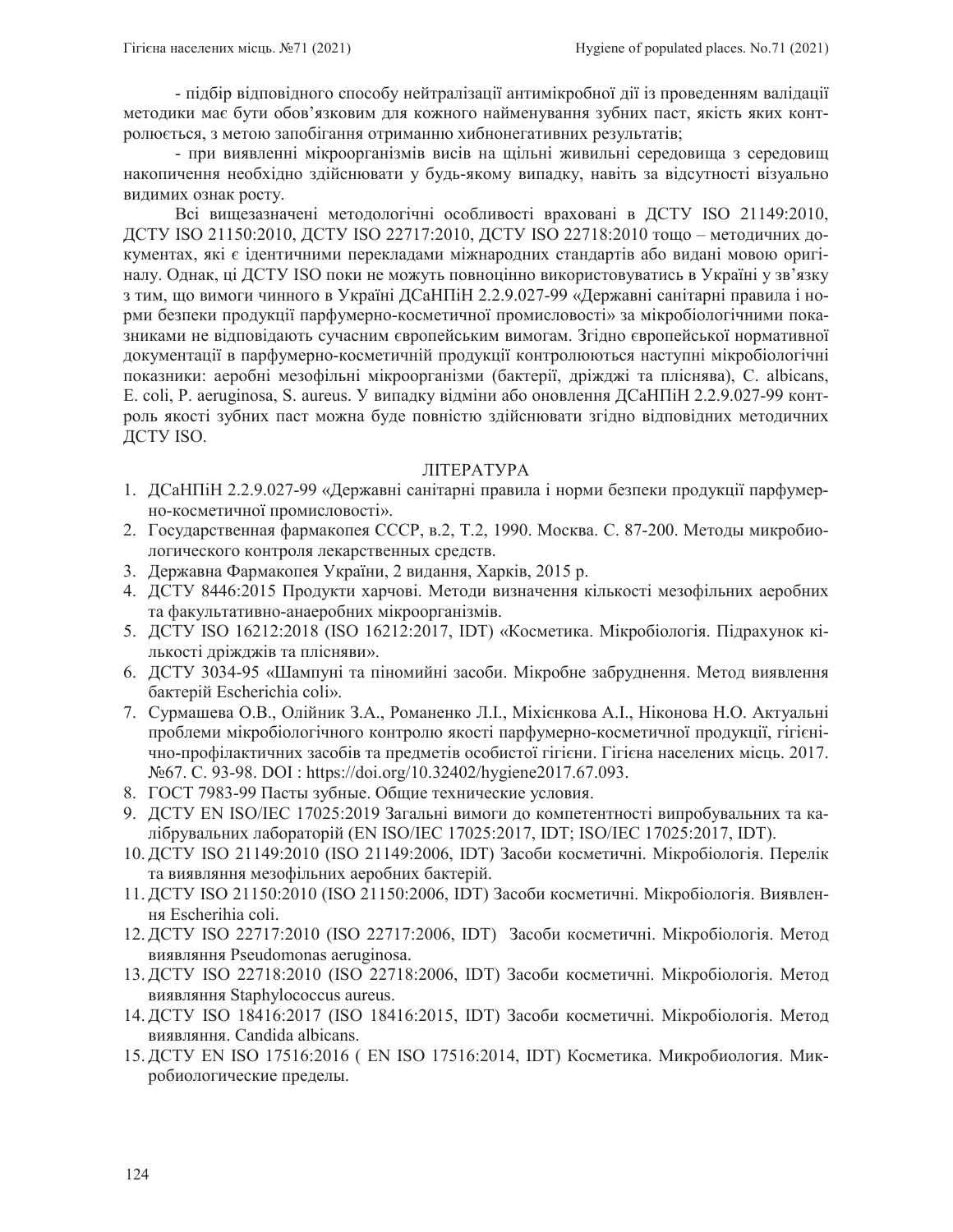- підбір відповідного способу нейтралізації антимікробної дії із проведенням валідації методики має бути обов’язковим для кожного найменування зубних паст, якість яких контролюється, з метою запобігання отриманню хибнонегативних результатів;

- при виявленні мікроорганізмів висів на щільні живильні середовища з середовищ накопичення необхідно здійснювати у будь-якому випадку, навіть за відсутності візуально видимих ознак росту.

Всі вищезазначені методологічні особливості враховані в ДСТУ ISO 21149:2010, ДСТУ ISO 21150:2010, ДСТУ ISO 22717:2010, ДСТУ ISO 22718:2010 тощо – методичних документах, які є ідентичними перекладами міжнародних стандартів або видані мовою оригіналу. Однак, ці ДСТУ ISO поки не можуть повноцінно використовуватись в Україні у зв’язку з тим, що вимоги чинного в Україні ДСаНПіН 2.2.9.027-99 «Державні санітарні правила і норми безпеки продукції парфумерно-косметичної промисловості» за мікробіологічними показниками не відповідають сучасним європейським вимогам. Згідно європейської нормативної документації в парфумерно-косметичній продукції контролюються наступні мікробіологічні показники: аеробні мезофільні мікроорганізми (бактерії, дріжджі та пліснява), C. albicans, E. coli, P. aeruginosa, S. aureus. У випадку відміни або оновлення ДСаНПіН 2.2.9.027-99 контроль якості зубних паст можна буде повністю здійснювати згідно відповідних методичних ДСТУ ISO.

## ЛІТЕРАТУРА

1. ДСаНПіН 2.2.9.027-99 «Державні санітарні правила і норми безпеки продукції парфумерно-косметичної промисловості».
2. Государственная фармакопея СССР, в.2, Т.2, 1990. Москва. С. 87-200. Методы микробиологического контроля лекарственных средств.
3. Державна Фармакопея України, 2 видання, Харків, 2015 р.
4. ДСТУ 8446:2015 Продукти харчові. Методи визначення кількості мезофільних аеробних та факультативно-анаеробних мікроорганізмів.
5. ДСТУ ISO 16212:2018 (ISO 16212:2017, IDT) «Косметика. Мікробіологія. Підрахунок кількості дріжджів та плісняви».
6. ДСТУ 3034-95 «Шампуні та піномийні засоби. Мікробне забруднення. Метод виявлення бактерій Escherichia coli».
7. Сурмашева О.В., Олійник З.А., Романенко Л.І., Міхієнкова А.І., Ніконова Н.О. Актуальні проблеми мікробіологічного контролю якості парфумерно-косметичної продукції, гігієнічно-профілактичних засобів та предметів особистої гігієни. Гігієна населених місць. 2017. №67. С. 93-98. DOI : https://doi.org/10.32402/hygiene2017.67.093.
8. ГОСТ 7983-99 Пасты зубные. Общие технические условия.
9. ДСТУ EN ISO/IEC 17025:2019 Загальні вимоги до компетентності випробувальних та калібрувальних лабораторій (EN ISO/IEC 17025:2017, IDT; ISO/IEC 17025:2017, IDT).
10. ДСТУ ISO 21149:2010 (ISO 21149:2006, IDT) Засоби косметичні. Мікробіологія. Перелік та виявляння мезофільних аеробних бактерій.
11. ДСТУ ISO 21150:2010 (ISO 21150:2006, IDT) Засоби косметичні. Мікробіологія. Виявлення Escherihia coli.
12. ДСТУ ISO 22717:2010 (ISO 22717:2006, IDT) Засоби косметичні. Мікробіологія. Метод виявляння Pseudomonas aeruginosa.
13. ДСТУ ISO 22718:2010 (ISO 22718:2006, IDT) Засоби косметичні. Мікробіологія. Метод виявляння Staphylococcus aureus.
14. ДСТУ ISO 18416:2017 (ISO 18416:2015, IDT) Засоби косметичні. Мікробіологія. Метод виявляння. Candida albicans.
15. ДСТУ EN ISO 17516:2016 ( EN ISO 17516:2014, IDT) Косметика. Микробиология. Микробиологические пределы.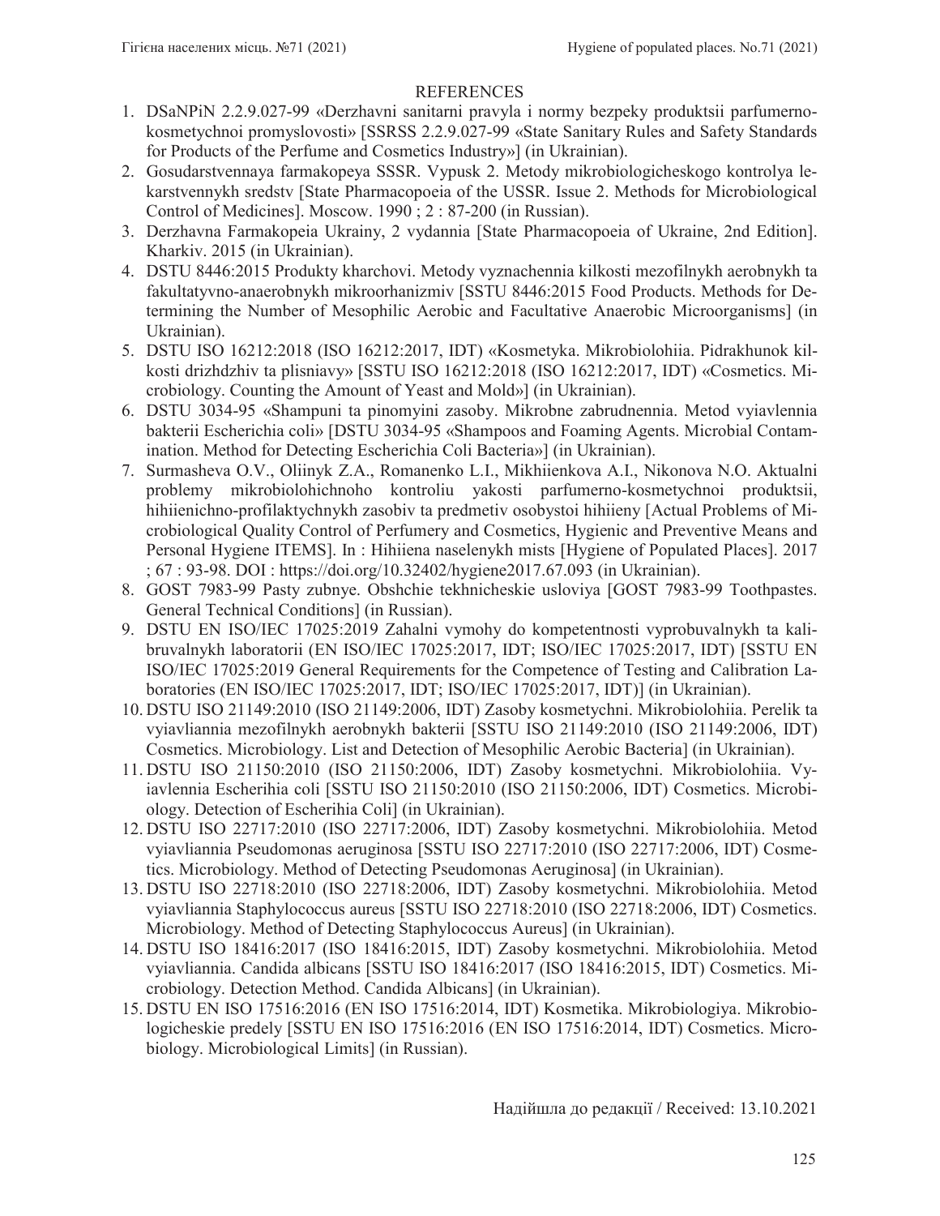## REFERENCES

1. DSaNPiN 2.2.9.027-99 «Derzhavni sanitarni pravyla i normy bezpeky produktsii parfumerno-kosmetychnoi promyslovosti» [SSRSS 2.2.9.027-99 «State Sanitary Rules and Safety Standards for Products of the Perfume and Cosmetics Industry»] (in Ukrainian).
2. Gosudarstvennaya farmakopeya SSSR. Vypusk 2. Metody mikrobiologicheskogo kontrolya lekarstvennykh sredstv [State Pharmacopoeia of the USSR. Issue 2. Methods for Microbiological Control of Medicines]. Moscow. 1990 ; 2 : 87-200 (in Russian).
3. Derzhavna Farmakopeia Ukrainy, 2 vydannia [State Pharmacopoeia of Ukraine, 2nd Edition]. Kharkiv. 2015 (in Ukrainian).
4. DSTU 8446:2015 Produkty kharchovi. Metody vyznachennia kilkosti mezofilnykh aerobnykh ta fakultatyvno-anaerobnykh mikroorhanizmiv [SSTU 8446:2015 Food Products. Methods for Determining the Number of Mesophilic Aerobic and Facultative Anaerobic Microorganisms] (in Ukrainian).
5. DSTU ISO 16212:2018 (ISO 16212:2017, IDT) «Kosmetyka. Mikrobiolohiia. Pidrakhunok kilkosti drizhdzhiv ta plisniavy» [SSTU ISO 16212:2018 (ISO 16212:2017, IDT) «Cosmetics. Microbiology. Counting the Amount of Yeast and Mold»] (in Ukrainian).
6. DSTU 3034-95 «Shampuni ta pinomyini zasoby. Mikrobne zabrudnennia. Metod vyiavlennia bakterii Escherichia coli» [DSTU 3034-95 «Shampoos and Foaming Agents. Microbial Contamination. Method for Detecting Escherichia Coli Bacteria»] (in Ukrainian).
7. Surmasheva O.V., Oliinyk Z.A., Romanenko L.I., Mikhiienkova A.I., Nikonova N.O. Aktualni problemy mikrobiolohichnoho kontroliu yakosti parfumerno-kosmetychnoi produktsii, hihiienichno-profilaktychnykh zasobiv ta predmetiv osobystoi hihiieny [Actual Problems of Microbiological Quality Control of Perfumery and Cosmetics, Hygienic and Preventive Means and Personal Hygiene ITEMS]. In : Hihiiena naselenykh mists [Hygiene of Populated Places]. 2017 ; 67 : 93-98. DOI : https://doi.org/10.32402/hygiene2017.67.093 (in Ukrainian).
8. GOST 7983-99 Pasty zubnye. Obshchie tekhnicheskie usloviya [GOST 7983-99 Toothpastes. General Technical Conditions] (in Russian).
9. DSTU EN ISO/IEC 17025:2019 Zahalni vymohy do kompetentnosti vyprobuvalnykh ta kalibruvalnykh laboratorii (EN ISO/IEC 17025:2017, IDT; ISO/IEC 17025:2017, IDT) [SSTU EN ISO/IEC 17025:2019 General Requirements for the Competence of Testing and Calibration Laboratories (EN ISO/IEC 17025:2017, IDT; ISO/IEC 17025:2017, IDT)] (in Ukrainian).
10. DSTU ISO 21149:2010 (ISO 21149:2006, IDT) Zasoby kosmetychni. Mikrobiolohiia. Perelik ta vyiavliannia mezofilnykh aerobnykh bakterii [SSTU ISO 21149:2010 (ISO 21149:2006, IDT) Cosmetics. Microbiology. List and Detection of Mesophilic Aerobic Bacteria] (in Ukrainian).
11. DSTU ISO 21150:2010 (ISO 21150:2006, IDT) Zasoby kosmetychni. Mikrobiolohiia. Vyiavlennia Escherihia coli [SSTU ISO 21150:2010 (ISO 21150:2006, IDT) Cosmetics. Microbiology. Detection of Escherihia Coli] (in Ukrainian).
12. DSTU ISO 22717:2010 (ISO 22717:2006, IDT) Zasoby kosmetychni. Mikrobiolohiia. Metod vyiavliannia Pseudomonas aeruginosa [SSTU ISO 22717:2010 (ISO 22717:2006, IDT) Cosmetics. Microbiology. Method of Detecting Pseudomonas Aeruginosa] (in Ukrainian).
13. DSTU ISO 22718:2010 (ISO 22718:2006, IDT) Zasoby kosmetychni. Mikrobiolohiia. Metod vyiavliannia Staphylococcus aureus [SSTU ISO 22718:2010 (ISO 22718:2006, IDT) Cosmetics. Microbiology. Method of Detecting Staphylococcus Aureus] (in Ukrainian).
14. DSTU ISO 18416:2017 (ISO 18416:2015, IDT) Zasoby kosmetychni. Mikrobiolohiia. Metod vyiavliannia. Candida albicans [SSTU ISO 18416:2017 (ISO 18416:2015, IDT) Cosmetics. Microbiology. Detection Method. Candida Albicans] (in Ukrainian).
15. DSTU EN ISO 17516:2016 (EN ISO 17516:2014, IDT) Kosmetika. Mikrobiologiya. Mikrobiologicheskie predely [SSTU EN ISO 17516:2016 (EN ISO 17516:2014, IDT) Cosmetics. Microbiology. Microbiological Limits] (in Russian).

Надійшла до редакції / Received: 13.10.2021